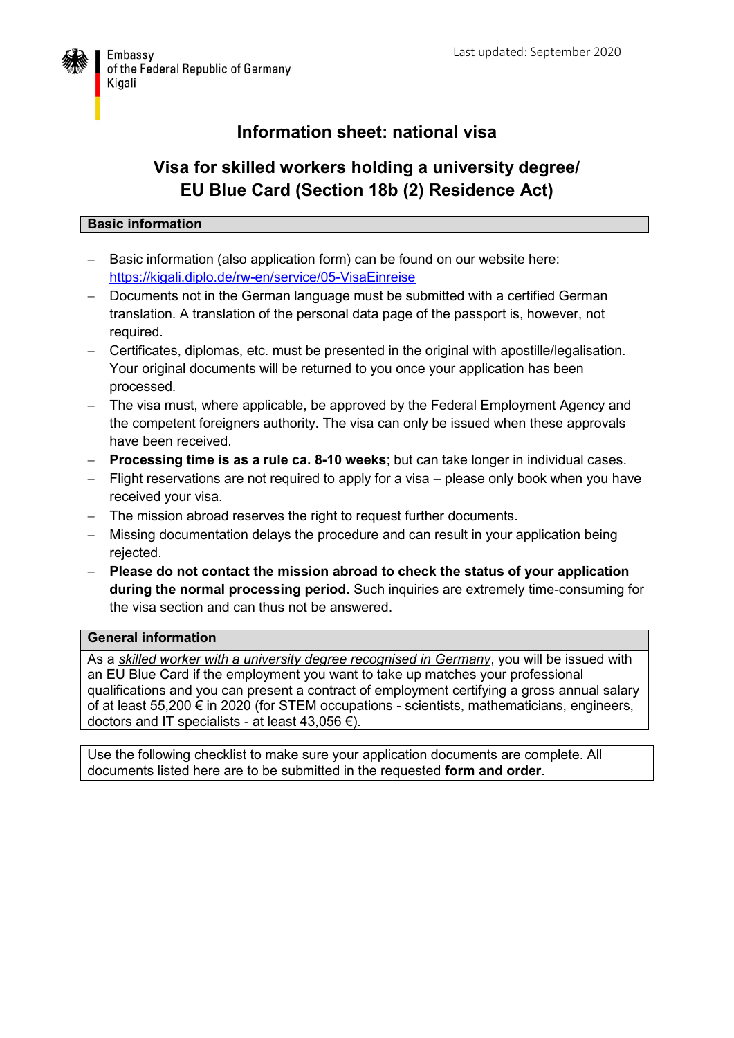Embassy
of the Federal Republic of Germany
Kigali

Last updated: September 2020

# Information sheet: national visa

## Visa for skilled workers holding a university degree/ EU Blue Card (Section 18b (2) Residence Act)

### Basic information

- Basic information (also application form) can be found on our website here: https://kigali.diplo.de/rw-en/service/05-VisaEinreise
- Documents not in the German language must be submitted with a certified German translation. A translation of the personal data page of the passport is, however, not required.
- Certificates, diplomas, etc. must be presented in the original with apostille/legalisation. Your original documents will be returned to you once your application has been processed.
- The visa must, where applicable, be approved by the Federal Employment Agency and the competent foreigners authority. The visa can only be issued when these approvals have been received.
- **Processing time is as a rule ca. 8-10 weeks**; but can take longer in individual cases.
- Flight reservations are not required to apply for a visa – please only book when you have received your visa.
- The mission abroad reserves the right to request further documents.
- Missing documentation delays the procedure and can result in your application being rejected.
- **Please do not contact the mission abroad to check the status of your application during the normal processing period.** Such inquiries are extremely time-consuming for the visa section and can thus not be answered.

### General information

As a *skilled worker with a university degree recognised in Germany*, you will be issued with an EU Blue Card if the employment you want to take up matches your professional qualifications and you can present a contract of employment certifying a gross annual salary of at least 55,200 € in 2020 (for STEM occupations - scientists, mathematicians, engineers, doctors and IT specialists - at least 43,056 €).

Use the following checklist to make sure your application documents are complete. All documents listed here are to be submitted in the requested **form and order**.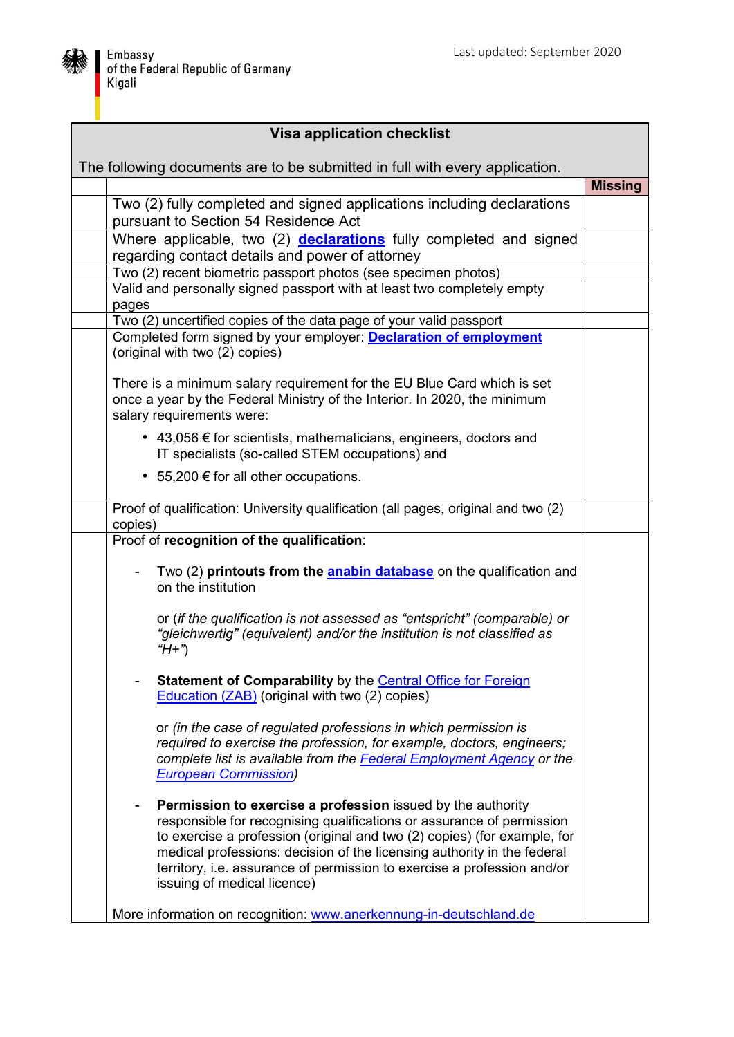Embassy
of the Federal Republic of Germany
Kigali

Last updated: September 2020

| Visa application checklist | | |
|---|---|---|
| The following documents are to be submitted in full with every application. | | |
| | | **Missing** |
| | Two (2) fully completed and signed applications including declarations pursuant to Section 54 Residence Act | |
| | Where applicable, two (2) **declarations** fully completed and signed regarding contact details and power of attorney | |
| | Two (2) recent biometric passport photos (see specimen photos) | |
| | Valid and personally signed passport with at least two completely empty pages | |
| | Two (2) uncertified copies of the data page of your valid passport | |
| | Completed form signed by your employer: **Declaration of employment** (original with two (2) copies)<br><br>There is a minimum salary requirement for the EU Blue Card which is set once a year by the Federal Ministry of the Interior. In 2020, the minimum salary requirements were:<br>• 43,056 € for scientists, mathematicians, engineers, doctors and IT specialists (so-called STEM occupations) and<br>• 55,200 € for all other occupations. | |
| | Proof of qualification: University qualification (all pages, original and two (2) copies) | |
| | Proof of **recognition of the qualification**:<br><br>- Two (2) **printouts from the anabin database** on the qualification and on the institution<br><br>or (*if the qualification is not assessed as "entspricht" (comparable) or "gleichwertig" (equivalent) and/or the institution is not classified as "H+"*)<br><br>- **Statement of Comparability** by the Central Office for Foreign Education (ZAB) (original with two (2) copies)<br><br>or *(in the case of regulated professions in which permission is required to exercise the profession, for example, doctors, engineers; complete list is available from the Federal Employment Agency or the European Commission)*<br><br>- **Permission to exercise a profession** issued by the authority responsible for recognising qualifications or assurance of permission to exercise a profession (original and two (2) copies) (for example, for medical professions: decision of the licensing authority in the federal territory, i.e. assurance of permission to exercise a profession and/or issuing of medical licence)<br><br>More information on recognition: www.anerkennung-in-deutschland.de | |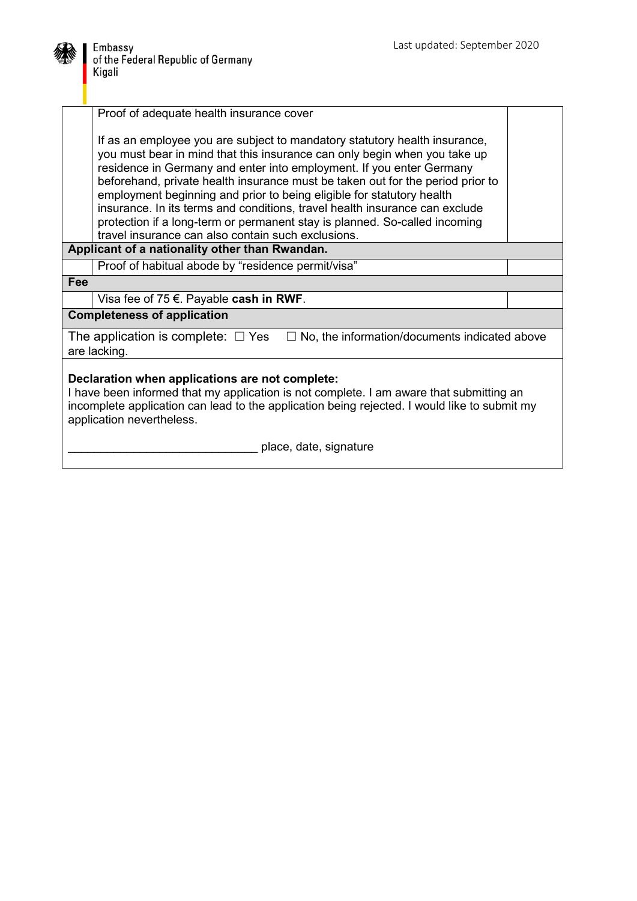| | | |
|---|---|---|
| | Proof of adequate health insurance cover<br><br>If as an employee you are subject to mandatory statutory health insurance, you must bear in mind that this insurance can only begin when you take up residence in Germany and enter into employment. If you enter Germany beforehand, private health insurance must be taken out for the period prior to employment beginning and prior to being eligible for statutory health insurance. In its terms and conditions, travel health insurance can exclude protection if a long-term or permanent stay is planned. So-called incoming travel insurance can also contain such exclusions. | |
| **Applicant of a nationality other than Rwandan.** | | |
| | Proof of habitual abode by “residence permit/visa” | |
| **Fee** | | |
| | Visa fee of 75 €. Payable **cash in RWF**. | |
| **Completeness of application** | | |

The application is complete: ☐ Yes ☐ No, the information/documents indicated above are lacking.

**Declaration when applications are not complete:**
I have been informed that my application is not complete. I am aware that submitting an incomplete application can lead to the application being rejected. I would like to submit my application nevertheless.

____________________________ place, date, signature